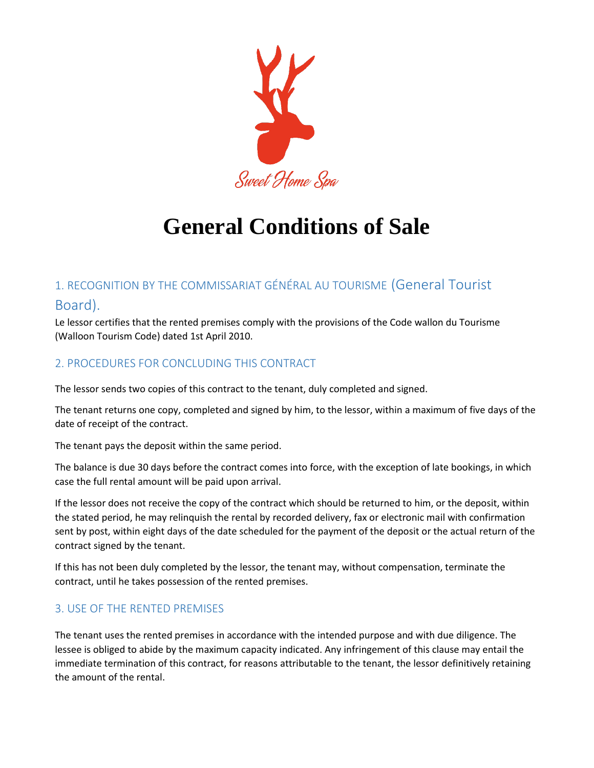Sweet Home Spa

# General Conditions of Sale

## 1. RECOGNITION BY THE COMMISSARIAT GÉNÉRAL AU TOURISME (General Tourist Board).

Le lessor certifies that the rented premises comply with the provisions of the Code wallon du Tourisme (Walloon Tourism Code) dated 1st April 2010.

## 2. PROCEDURES FOR CONCLUDING THIS CONTRACT

The lessor sends two copies of this contract to the tenant, duly completed and signed.

The tenant returns one copy, completed and signed by him, to the lessor, within a maximum of five days of the date of receipt of the contract.

The tenant pays the deposit within the same period.

The balance is due 30 days before the contract comes into force, with the exception of late bookings, in which case the full rental amount will be paid upon arrival.

If the lessor does not receive the copy of the contract which should be returned to him, or the deposit, within the stated period, he may relinquish the rental by recorded delivery, fax or electronic mail with confirmation sent by post, within eight days of the date scheduled for the payment of the deposit or the actual return of the contract signed by the tenant.

If this has not been duly completed by the lessor, the tenant may, without compensation, terminate the contract, until he takes possession of the rented premises.

## 3. USE OF THE RENTED PREMISES

The tenant uses the rented premises in accordance with the intended purpose and with due diligence. The lessee is obliged to abide by the maximum capacity indicated. Any infringement of this clause may entail the immediate termination of this contract, for reasons attributable to the tenant, the lessor definitively retaining the amount of the rental.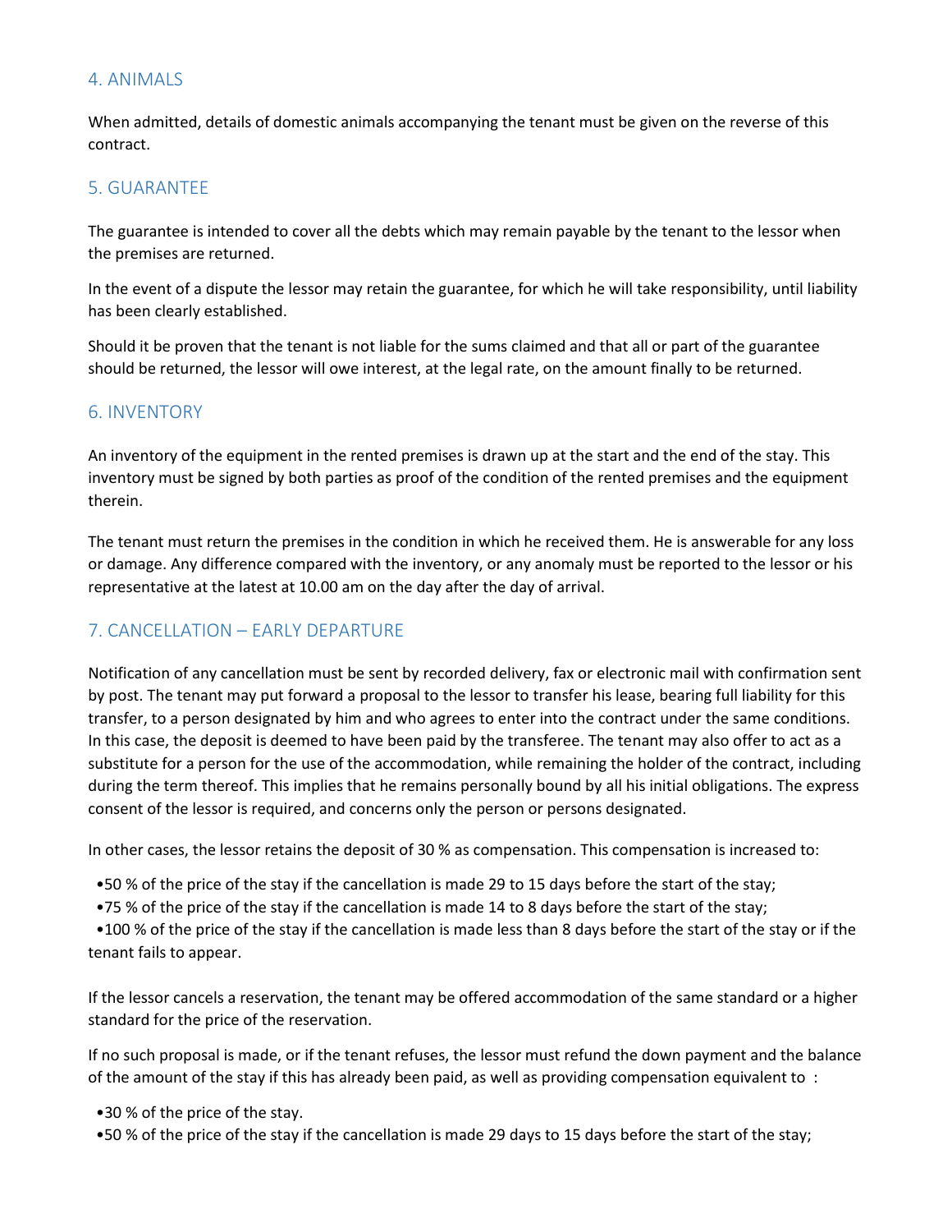## 4. ANIMALS

When admitted, details of domestic animals accompanying the tenant must be given on the reverse of this contract.

## 5. GUARANTEE

The guarantee is intended to cover all the debts which may remain payable by the tenant to the lessor when the premises are returned.

In the event of a dispute the lessor may retain the guarantee, for which he will take responsibility, until liability has been clearly established.

Should it be proven that the tenant is not liable for the sums claimed and that all or part of the guarantee should be returned, the lessor will owe interest, at the legal rate, on the amount finally to be returned.

## 6. INVENTORY

An inventory of the equipment in the rented premises is drawn up at the start and the end of the stay. This inventory must be signed by both parties as proof of the condition of the rented premises and the equipment therein.

The tenant must return the premises in the condition in which he received them. He is answerable for any loss or damage. Any difference compared with the inventory, or any anomaly must be reported to the lessor or his representative at the latest at 10.00 am on the day after the day of arrival.

## 7. CANCELLATION – EARLY DEPARTURE

Notification of any cancellation must be sent by recorded delivery, fax or electronic mail with confirmation sent by post. The tenant may put forward a proposal to the lessor to transfer his lease, bearing full liability for this transfer, to a person designated by him and who agrees to enter into the contract under the same conditions. In this case, the deposit is deemed to have been paid by the transferee. The tenant may also offer to act as a substitute for a person for the use of the accommodation, while remaining the holder of the contract, including during the term thereof. This implies that he remains personally bound by all his initial obligations. The express consent of the lessor is required, and concerns only the person or persons designated.

In other cases, the lessor retains the deposit of 30 % as compensation. This compensation is increased to:

- 50 % of the price of the stay if the cancellation is made 29 to 15 days before the start of the stay;
- 75 % of the price of the stay if the cancellation is made 14 to 8 days before the start of the stay;
- 100 % of the price of the stay if the cancellation is made less than 8 days before the start of the stay or if the tenant fails to appear.

If the lessor cancels a reservation, the tenant may be offered accommodation of the same standard or a higher standard for the price of the reservation.

If no such proposal is made, or if the tenant refuses, the lessor must refund the down payment and the balance of the amount of the stay if this has already been paid, as well as providing compensation equivalent to :

- 30 % of the price of the stay.
- 50 % of the price of the stay if the cancellation is made 29 days to 15 days before the start of the stay;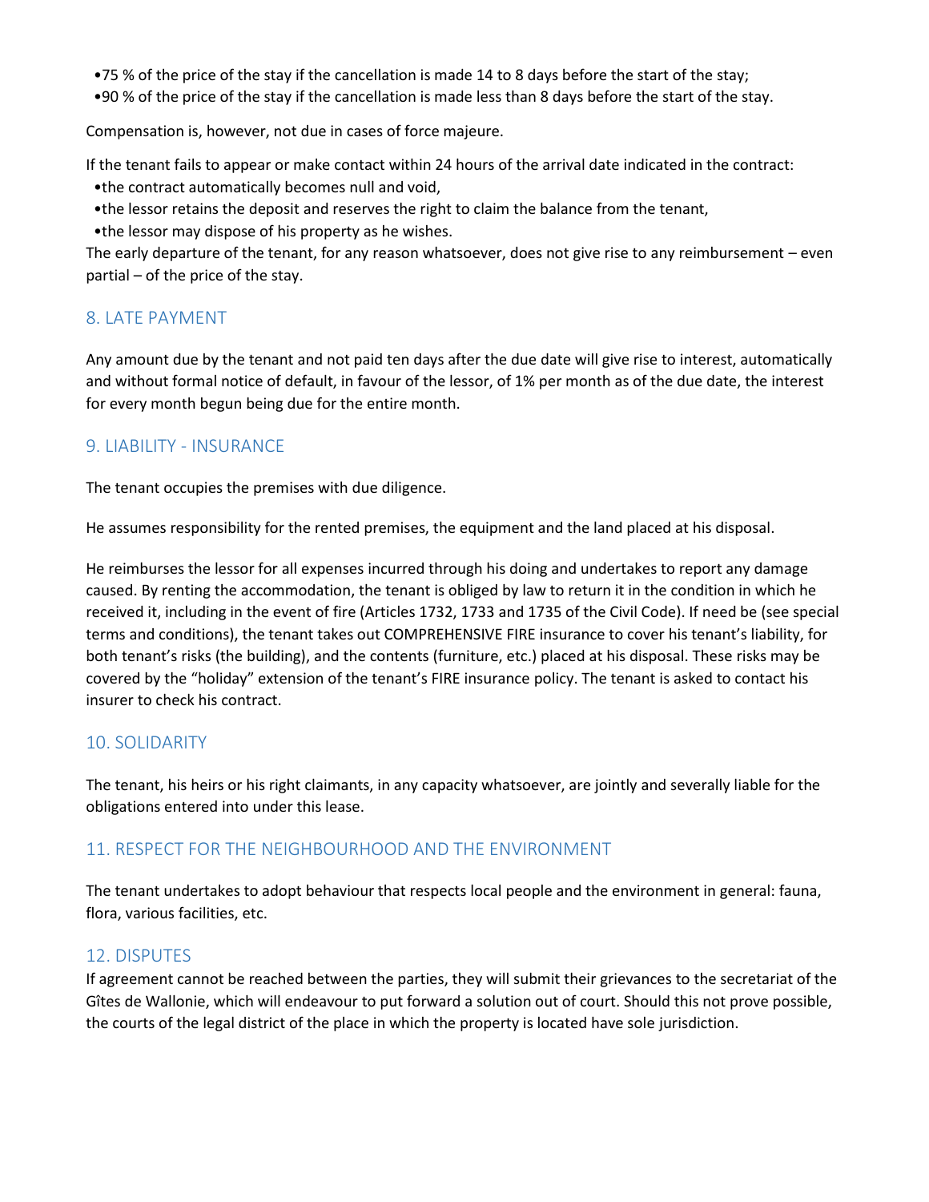- 75 % of the price of the stay if the cancellation is made 14 to 8 days before the start of the stay;
- 90 % of the price of the stay if the cancellation is made less than 8 days before the start of the stay.

Compensation is, however, not due in cases of force majeure.

If the tenant fails to appear or make contact within 24 hours of the arrival date indicated in the contract:

- the contract automatically becomes null and void,
- the lessor retains the deposit and reserves the right to claim the balance from the tenant,
- the lessor may dispose of his property as he wishes.

The early departure of the tenant, for any reason whatsoever, does not give rise to any reimbursement – even partial – of the price of the stay.

## 8. LATE PAYMENT

Any amount due by the tenant and not paid ten days after the due date will give rise to interest, automatically and without formal notice of default, in favour of the lessor, of 1% per month as of the due date, the interest for every month begun being due for the entire month.

## 9. LIABILITY - INSURANCE

The tenant occupies the premises with due diligence.

He assumes responsibility for the rented premises, the equipment and the land placed at his disposal.

He reimburses the lessor for all expenses incurred through his doing and undertakes to report any damage caused. By renting the accommodation, the tenant is obliged by law to return it in the condition in which he received it, including in the event of fire (Articles 1732, 1733 and 1735 of the Civil Code). If need be (see special terms and conditions), the tenant takes out COMPREHENSIVE FIRE insurance to cover his tenant's liability, for both tenant's risks (the building), and the contents (furniture, etc.) placed at his disposal. These risks may be covered by the "holiday" extension of the tenant's FIRE insurance policy. The tenant is asked to contact his insurer to check his contract.

## 10. SOLIDARITY

The tenant, his heirs or his right claimants, in any capacity whatsoever, are jointly and severally liable for the obligations entered into under this lease.

## 11. RESPECT FOR THE NEIGHBOURHOOD AND THE ENVIRONMENT

The tenant undertakes to adopt behaviour that respects local people and the environment in general: fauna, flora, various facilities, etc.

## 12. DISPUTES

If agreement cannot be reached between the parties, they will submit their grievances to the secretariat of the Gîtes de Wallonie, which will endeavour to put forward a solution out of court. Should this not prove possible, the courts of the legal district of the place in which the property is located have sole jurisdiction.